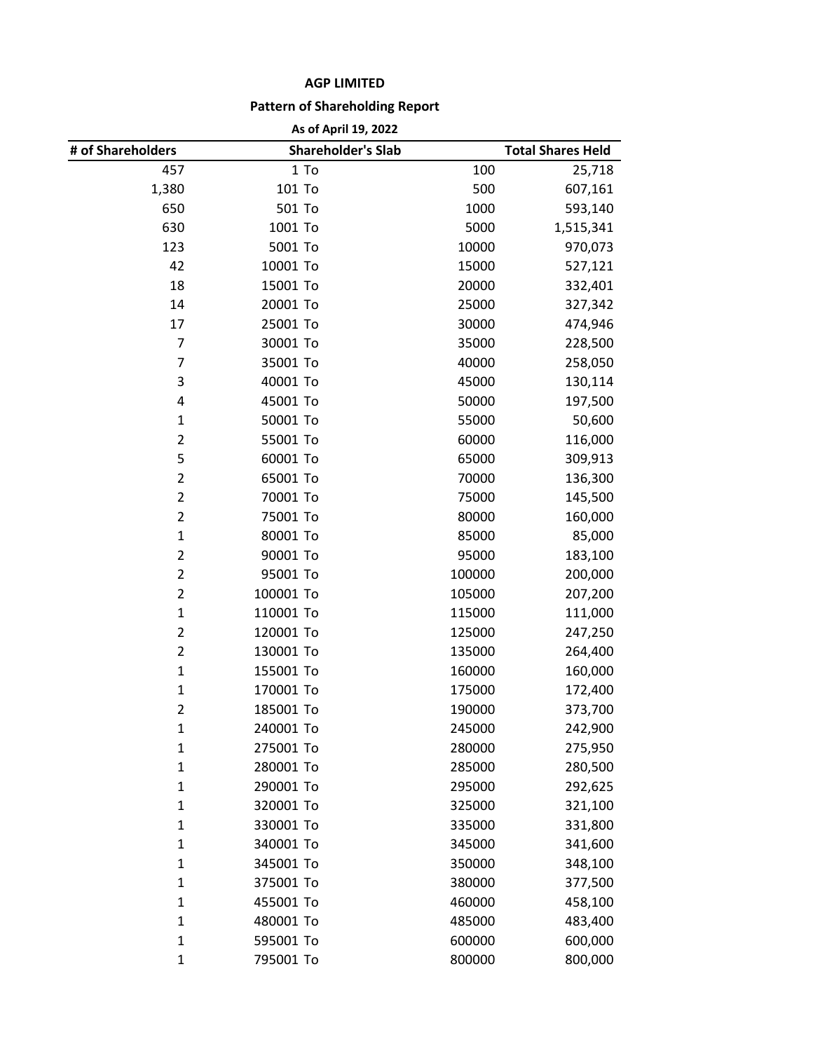# AGP LIMITED

## Pattern of Shareholding Report

### As of April 19, 2022

| # of Shareholders | Shareholder's Slab | | | Total Shares Held |
|---|---|---|---|---|
| 457 | 1 | To | 100 | 25,718 |
| 1,380 | 101 | To | 500 | 607,161 |
| 650 | 501 | To | 1000 | 593,140 |
| 630 | 1001 | To | 5000 | 1,515,341 |
| 123 | 5001 | To | 10000 | 970,073 |
| 42 | 10001 | To | 15000 | 527,121 |
| 18 | 15001 | To | 20000 | 332,401 |
| 14 | 20001 | To | 25000 | 327,342 |
| 17 | 25001 | To | 30000 | 474,946 |
| 7 | 30001 | To | 35000 | 228,500 |
| 7 | 35001 | To | 40000 | 258,050 |
| 3 | 40001 | To | 45000 | 130,114 |
| 4 | 45001 | To | 50000 | 197,500 |
| 1 | 50001 | To | 55000 | 50,600 |
| 2 | 55001 | To | 60000 | 116,000 |
| 5 | 60001 | To | 65000 | 309,913 |
| 2 | 65001 | To | 70000 | 136,300 |
| 2 | 70001 | To | 75000 | 145,500 |
| 2 | 75001 | To | 80000 | 160,000 |
| 1 | 80001 | To | 85000 | 85,000 |
| 2 | 90001 | To | 95000 | 183,100 |
| 2 | 95001 | To | 100000 | 200,000 |
| 2 | 100001 | To | 105000 | 207,200 |
| 1 | 110001 | To | 115000 | 111,000 |
| 2 | 120001 | To | 125000 | 247,250 |
| 2 | 130001 | To | 135000 | 264,400 |
| 1 | 155001 | To | 160000 | 160,000 |
| 1 | 170001 | To | 175000 | 172,400 |
| 2 | 185001 | To | 190000 | 373,700 |
| 1 | 240001 | To | 245000 | 242,900 |
| 1 | 275001 | To | 280000 | 275,950 |
| 1 | 280001 | To | 285000 | 280,500 |
| 1 | 290001 | To | 295000 | 292,625 |
| 1 | 320001 | To | 325000 | 321,100 |
| 1 | 330001 | To | 335000 | 331,800 |
| 1 | 340001 | To | 345000 | 341,600 |
| 1 | 345001 | To | 350000 | 348,100 |
| 1 | 375001 | To | 380000 | 377,500 |
| 1 | 455001 | To | 460000 | 458,100 |
| 1 | 480001 | To | 485000 | 483,400 |
| 1 | 595001 | To | 600000 | 600,000 |
| 1 | 795001 | To | 800000 | 800,000 |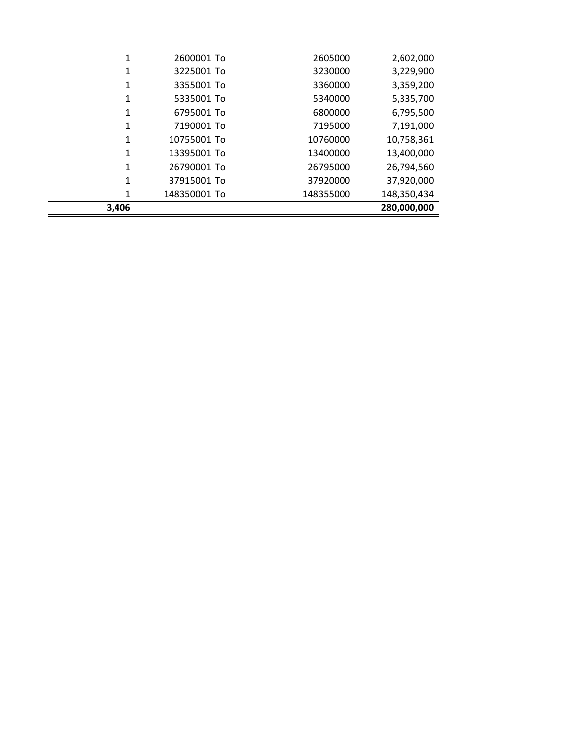| | | | | |
|---|---|---|---|---|
| 1 | 2600001 | To | 2605000 | 2,602,000 |
| 1 | 3225001 | To | 3230000 | 3,229,900 |
| 1 | 3355001 | To | 3360000 | 3,359,200 |
| 1 | 5335001 | To | 5340000 | 5,335,700 |
| 1 | 6795001 | To | 6800000 | 6,795,500 |
| 1 | 7190001 | To | 7195000 | 7,191,000 |
| 1 | 10755001 | To | 10760000 | 10,758,361 |
| 1 | 13395001 | To | 13400000 | 13,400,000 |
| 1 | 26790001 | To | 26795000 | 26,794,560 |
| 1 | 37915001 | To | 37920000 | 37,920,000 |
| 1 | 148350001 | To | 148355000 | 148,350,434 |
| **3,406** | | | | **280,000,000** |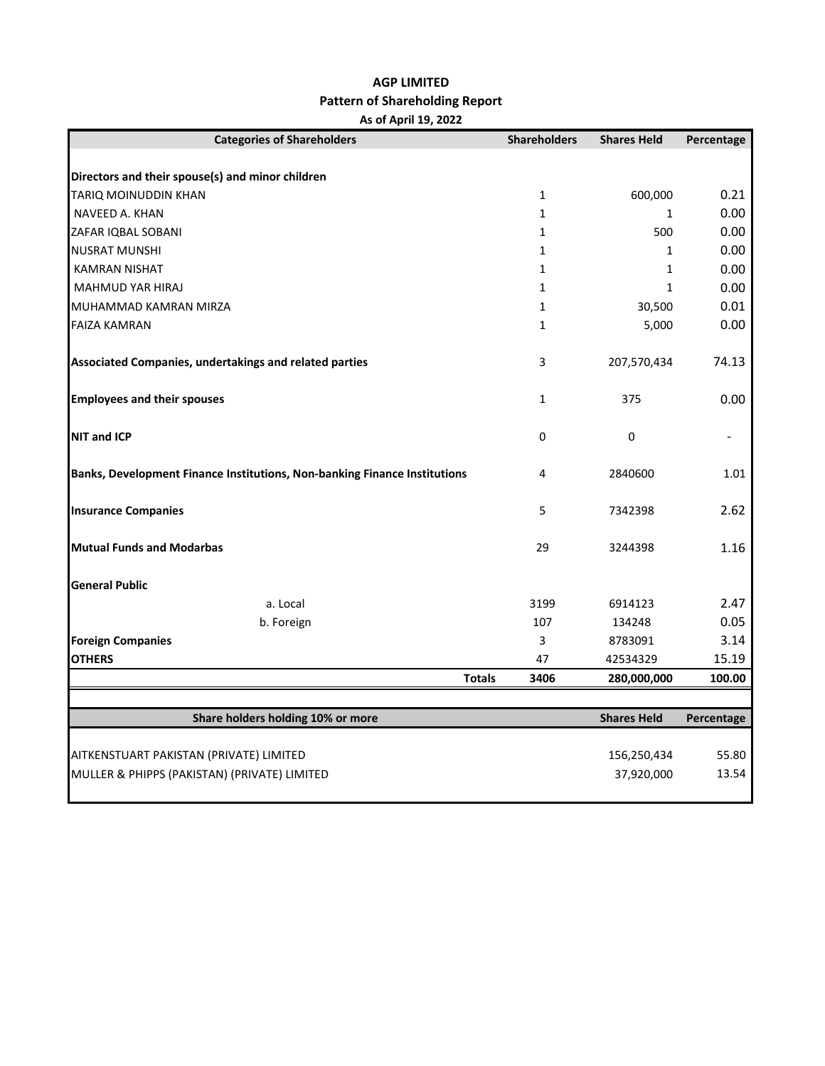**AGP LIMITED**

**Pattern of Shareholding Report**

**As of April 19, 2022**

| Categories of Shareholders | Shareholders | Shares Held | Percentage |
|---|---|---|---|
| **Directors and their spouse(s) and minor children** | | | |
| TARIQ MOINUDDIN KHAN | 1 | 600,000 | 0.21 |
| NAVEED A. KHAN | 1 | 1 | 0.00 |
| ZAFAR IQBAL SOBANI | 1 | 500 | 0.00 |
| NUSRAT MUNSHI | 1 | 1 | 0.00 |
| KAMRAN NISHAT | 1 | 1 | 0.00 |
| MAHMUD YAR HIRAJ | 1 | 1 | 0.00 |
| MUHAMMAD KAMRAN MIRZA | 1 | 30,500 | 0.01 |
| FAIZA KAMRAN | 1 | 5,000 | 0.00 |
| **Associated Companies, undertakings and related parties** | 3 | 207,570,434 | 74.13 |
| **Employees and their spouses** | 1 | 375 | 0.00 |
| **NIT and ICP** | 0 | 0 | - |
| **Banks, Development Finance Institutions, Non-banking Finance Institutions** | 4 | 2840600 | 1.01 |
| **Insurance Companies** | 5 | 7342398 | 2.62 |
| **Mutual Funds and Modarbas** | 29 | 3244398 | 1.16 |
| **General Public** | | | |
| a. Local | 3199 | 6914123 | 2.47 |
| b. Foreign | 107 | 134248 | 0.05 |
| **Foreign Companies** | 3 | 8783091 | 3.14 |
| **OTHERS** | 47 | 42534329 | 15.19 |
| **Totals** | **3406** | **280,000,000** | **100.00** |

| Share holders holding 10% or more | Shares Held | Percentage |
|---|---|---|
| AITKENSTUART PAKISTAN (PRIVATE) LIMITED | 156,250,434 | 55.80 |
| MULLER & PHIPPS (PAKISTAN) (PRIVATE) LIMITED | 37,920,000 | 13.54 |